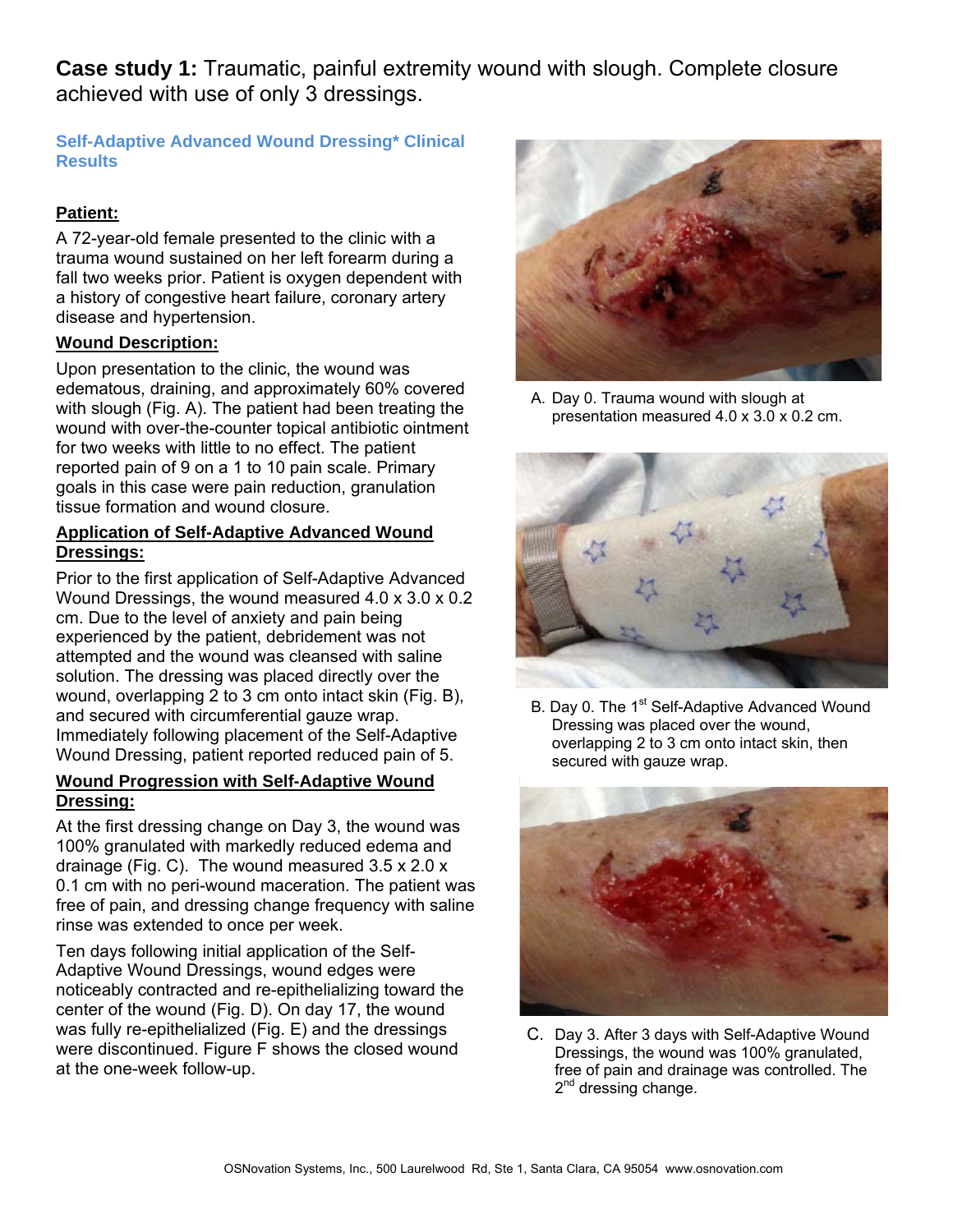# **Case study 1:** Traumatic, painful extremity wound with slough. Complete closure achieved with use of only 3 dressings.

## Self-Adaptive Advanced Wound Dressing* Clinical Results

### Patient:

A 72-year-old female presented to the clinic with a trauma wound sustained on her left forearm during a fall two weeks prior. Patient is oxygen dependent with a history of congestive heart failure, coronary artery disease and hypertension.

### Wound Description:

Upon presentation to the clinic, the wound was edematous, draining, and approximately 60% covered with slough (Fig. A). The patient had been treating the wound with over-the-counter topical antibiotic ointment for two weeks with little to no effect. The patient reported pain of 9 on a 1 to 10 pain scale. Primary goals in this case were pain reduction, granulation tissue formation and wound closure.

### Application of Self-Adaptive Advanced Wound Dressings:

Prior to the first application of Self-Adaptive Advanced Wound Dressings, the wound measured 4.0 x 3.0 x 0.2 cm. Due to the level of anxiety and pain being experienced by the patient, debridement was not attempted and the wound was cleansed with saline solution. The dressing was placed directly over the wound, overlapping 2 to 3 cm onto intact skin (Fig. B), and secured with circumferential gauze wrap. Immediately following placement of the Self-Adaptive Wound Dressing, patient reported reduced pain of 5.

### Wound Progression with Self-Adaptive Wound Dressing:

At the first dressing change on Day 3, the wound was 100% granulated with markedly reduced edema and drainage (Fig. C). The wound measured 3.5 x 2.0 x 0.1 cm with no peri-wound maceration. The patient was free of pain, and dressing change frequency with saline rinse was extended to once per week.

Ten days following initial application of the Self-Adaptive Wound Dressings, wound edges were noticeably contracted and re-epithelializing toward the center of the wound (Fig. D). On day 17, the wound was fully re-epithelialized (Fig. E) and the dressings were discontinued. Figure F shows the closed wound at the one-week follow-up.

A. Day 0. Trauma wound with slough at presentation measured 4.0 x 3.0 x 0.2 cm.

B. Day 0. The 1st Self-Adaptive Advanced Wound Dressing was placed over the wound, overlapping 2 to 3 cm onto intact skin, then secured with gauze wrap.

C. Day 3. After 3 days with Self-Adaptive Wound Dressings, the wound was 100% granulated, free of pain and drainage was controlled. The 2nd dressing change.

OSNovation Systems, Inc., 500 Laurelwood Rd, Ste 1, Santa Clara, CA 95054 www.osnovation.com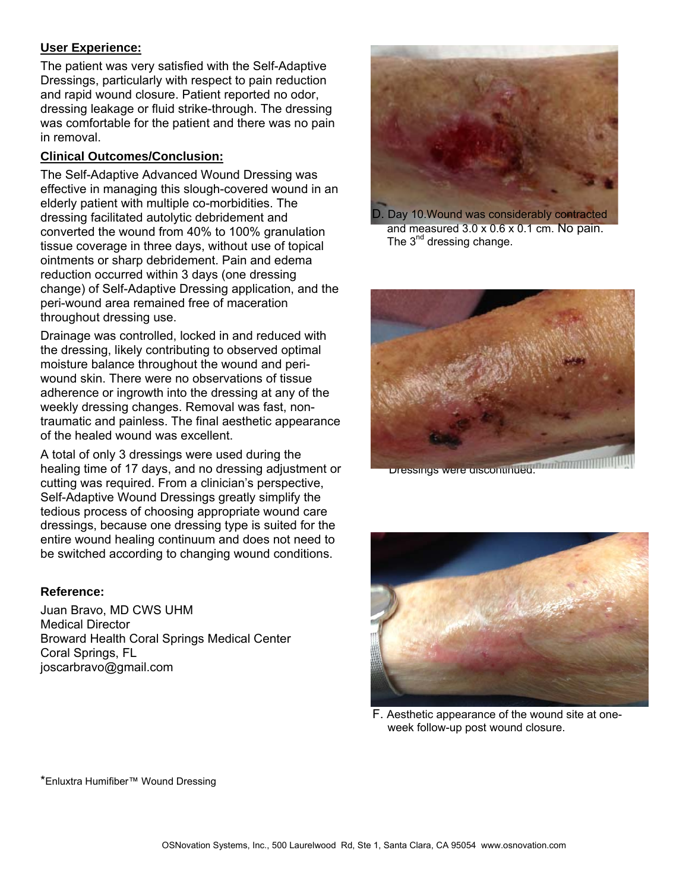**User Experience:**

The patient was very satisfied with the Self-Adaptive Dressings, particularly with respect to pain reduction and rapid wound closure. Patient reported no odor, dressing leakage or fluid strike-through. The dressing was comfortable for the patient and there was no pain in removal.

**Clinical Outcomes/Conclusion:**

The Self-Adaptive Advanced Wound Dressing was effective in managing this slough-covered wound in an elderly patient with multiple co-morbidities. The dressing facilitated autolytic debridement and converted the wound from 40% to 100% granulation tissue coverage in three days, without use of topical ointments or sharp debridement. Pain and edema reduction occurred within 3 days (one dressing change) of Self-Adaptive Dressing application, and the peri-wound area remained free of maceration throughout dressing use.

Drainage was controlled, locked in and reduced with the dressing, likely contributing to observed optimal moisture balance throughout the wound and peri-wound skin. There were no observations of tissue adherence or ingrowth into the dressing at any of the weekly dressing changes. Removal was fast, non-traumatic and painless. The final aesthetic appearance of the healed wound was excellent.

A total of only 3 dressings were used during the healing time of 17 days, and no dressing adjustment or cutting was required. From a clinician's perspective, Self-Adaptive Wound Dressings greatly simplify the tedious process of choosing appropriate wound care dressings, because one dressing type is suited for the entire wound healing continuum and does not need to be switched according to changing wound conditions.

**Reference:**

Juan Bravo, MD CWS UHM
Medical Director
Broward Health Coral Springs Medical Center
Coral Springs, FL
joscarbravo@gmail.com

D. Day 10.Wound was considerably contracted and measured 3.0 x 0.6 x 0.1 cm. No pain. The 3rd dressing change.

Dressings were discontinued.

F. Aesthetic appearance of the wound site at one-week follow-up post wound closure.

*Enluxtra Humifiber™ Wound Dressing

OSNovation Systems, Inc., 500 Laurelwood Rd, Ste 1, Santa Clara, CA 95054 www.osnovation.com